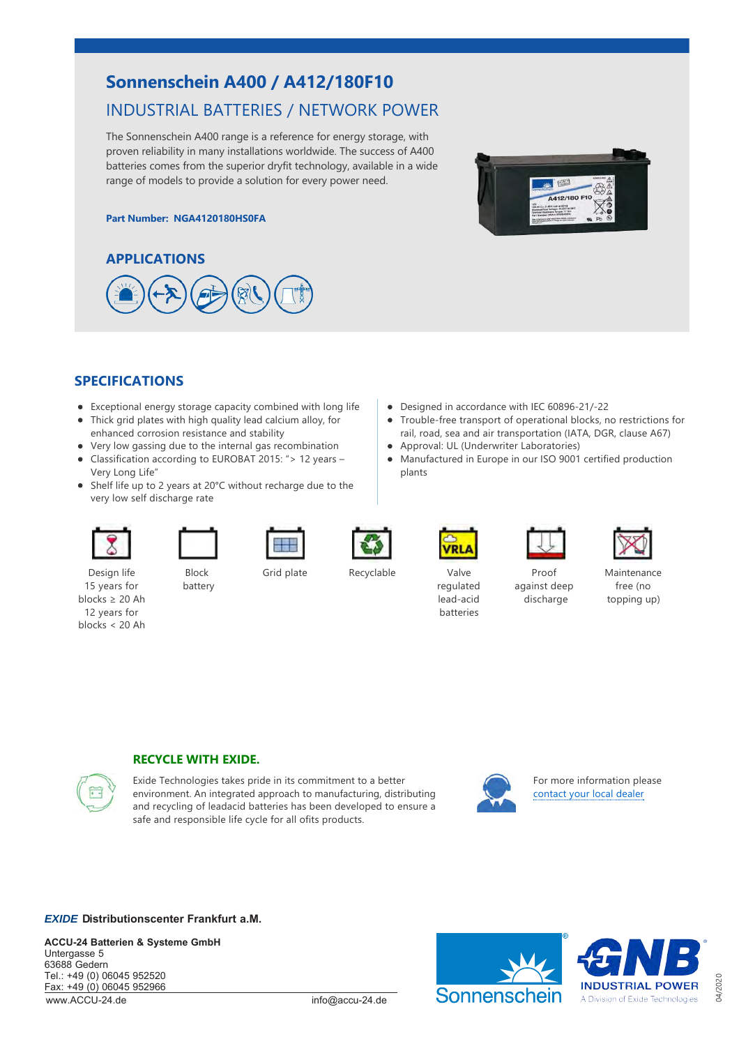# Sonnenschein A400 / A412/180F10

## INDUSTRIAL BATTERIES / NETWORK POWER

The Sonnenschein A400 range is a reference for energy storage, with proven reliability in many installations worldwide. The success of A400 batteries comes from the superior dryfit technology, available in a wide range of models to provide a solution for every power need.

**Part Number: NGA4120180HS0FA**

## APPLICATIONS

## SPECIFICATIONS

- Exceptional energy storage capacity combined with long life
- Thick grid plates with high quality lead calcium alloy, for enhanced corrosion resistance and stability
- Very low gassing due to the internal gas recombination
- Classification according to EUROBAT 2015: "> 12 years – Very Long Life"
- Shelf life up to 2 years at 20°C without recharge due to the very low self discharge rate
- Designed in accordance with IEC 60896-21/-22
- Trouble-free transport of operational blocks, no restrictions for rail, road, sea and air transportation (IATA, DGR, clause A67)
- Approval: UL (Underwriter Laboratories)
- Manufactured in Europe in our ISO 9001 certified production plants

Design life 15 years for blocks ≥ 20 Ah 12 years for blocks < 20 Ah

Block battery

Grid plate

Recyclable

Valve regulated lead-acid batteries

Proof against deep discharge

Maintenance free (no topping up)

### RECYCLE WITH EXIDE.

Exide Technologies takes pride in its commitment to a better environment. An integrated approach to manufacturing, distributing and recycling of leadacid batteries has been developed to ensure a safe and responsible life cycle for all ofits products.

For more information please contact your local dealer

***EXIDE*** **Distributionscenter Frankfurt a.M.**

**ACCU-24 Batterien & Systeme GmbH**
Untergasse 5
63688 Gedern
Tel.: +49 (0) 06045 952520
Fax: +49 (0) 06045 952966
www.ACCU-24.de info@accu-24.de

Sonnenschein

GNB INDUSTRIAL POWER
A Division of Exide Technologies

04/2020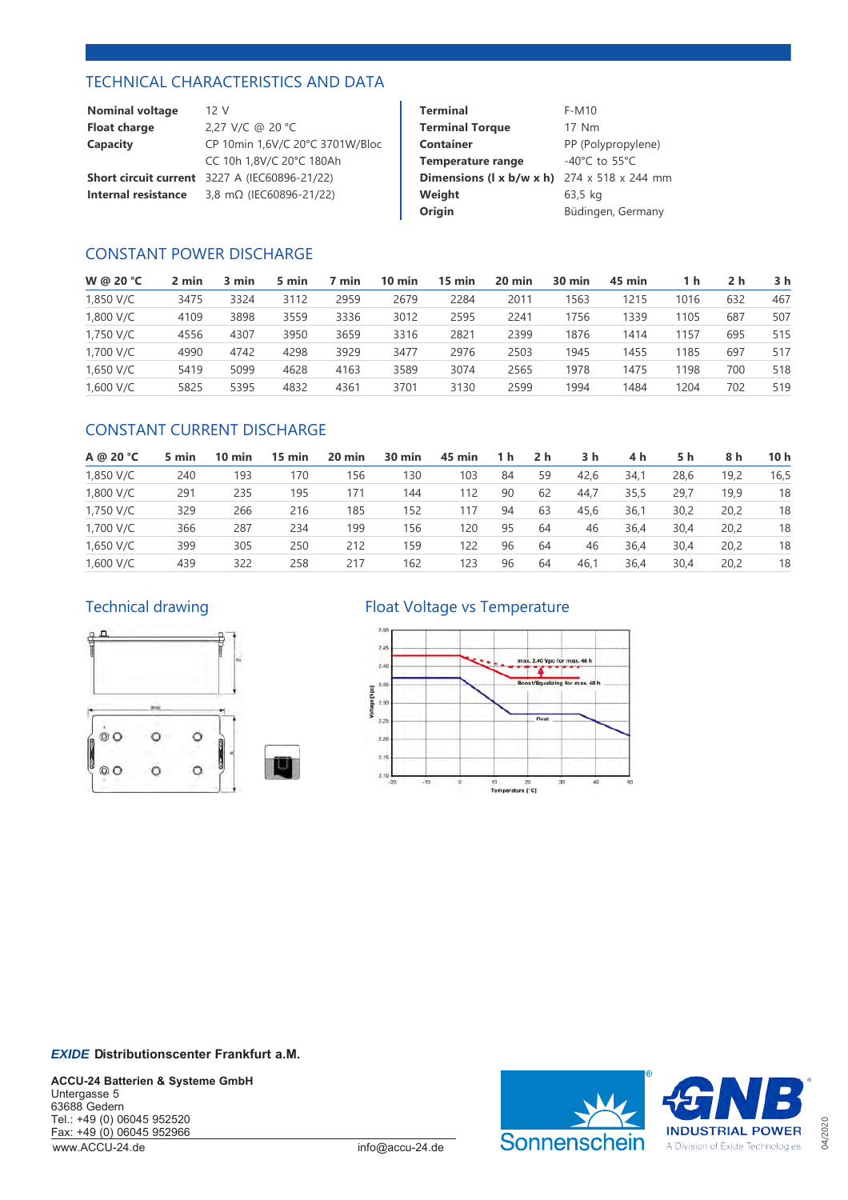## TECHNICAL CHARACTERISTICS AND DATA

| | |
|---|---|
| **Nominal voltage** | 12 V |
| **Float charge** | 2,27 V/C @ 20 °C |
| **Capacity** | CP 10min 1,6V/C 20°C 3701W/Bloc |
| | CC 10h 1,8V/C 20°C 180Ah |
| **Short circuit current** | 3227 A (IEC60896-21/22) |
| **Internal resistance** | 3,8 mΩ (IEC60896-21/22) |

| | |
|---|---|
| **Terminal** | F-M10 |
| **Terminal Torque** | 17 Nm |
| **Container** | PP (Polypropylene) |
| **Temperature range** | -40°C to 55°C |
| **Dimensions (l x b/w x h)** | 274 x 518 x 244 mm |
| **Weight** | 63,5 kg |
| **Origin** | Büdingen, Germany |

## CONSTANT POWER DISCHARGE

| W @ 20 °C | 2 min | 3 min | 5 min | 7 min | 10 min | 15 min | 20 min | 30 min | 45 min | 1 h | 2 h | 3 h |
|---|---|---|---|---|---|---|---|---|---|---|---|---|
| 1,850 V/C | 3475 | 3324 | 3112 | 2959 | 2679 | 2284 | 2011 | 1563 | 1215 | 1016 | 632 | 467 |
| 1,800 V/C | 4109 | 3898 | 3559 | 3336 | 3012 | 2595 | 2241 | 1756 | 1339 | 1105 | 687 | 507 |
| 1,750 V/C | 4556 | 4307 | 3950 | 3659 | 3316 | 2821 | 2399 | 1876 | 1414 | 1157 | 695 | 515 |
| 1,700 V/C | 4990 | 4742 | 4298 | 3929 | 3477 | 2976 | 2503 | 1945 | 1455 | 1185 | 697 | 517 |
| 1,650 V/C | 5419 | 5099 | 4628 | 4163 | 3589 | 3074 | 2565 | 1978 | 1475 | 1198 | 700 | 518 |
| 1,600 V/C | 5825 | 5395 | 4832 | 4361 | 3701 | 3130 | 2599 | 1994 | 1484 | 1204 | 702 | 519 |

## CONSTANT CURRENT DISCHARGE

| A @ 20 °C | 5 min | 10 min | 15 min | 20 min | 30 min | 45 min | 1 h | 2 h | 3 h | 4 h | 5 h | 8 h | 10 h |
|---|---|---|---|---|---|---|---|---|---|---|---|---|---|
| 1,850 V/C | 240 | 193 | 170 | 156 | 130 | 103 | 84 | 59 | 42,6 | 34,1 | 28,6 | 19,2 | 16,5 |
| 1,800 V/C | 291 | 235 | 195 | 171 | 144 | 112 | 90 | 62 | 44,7 | 35,5 | 29,7 | 19,9 | 18 |
| 1,750 V/C | 329 | 266 | 216 | 185 | 152 | 117 | 94 | 63 | 45,6 | 36,1 | 30,2 | 20,2 | 18 |
| 1,700 V/C | 366 | 287 | 234 | 199 | 156 | 120 | 95 | 64 | 46 | 36,4 | 30,4 | 20,2 | 18 |
| 1,650 V/C | 399 | 305 | 250 | 212 | 159 | 122 | 96 | 64 | 46 | 36,4 | 30,4 | 20,2 | 18 |
| 1,600 V/C | 439 | 322 | 258 | 217 | 162 | 123 | 96 | 64 | 46,1 | 36,4 | 30,4 | 20,2 | 18 |

## Technical drawing

## Float Voltage vs Temperature

max. 2.40 Vpc for max. 48 h

Boost/Equalizing for max. 48 h

Float

Voltage [Vpc]

2.50
2.45
2.40
2.35
2.30
2.25
2.20
2.15
2.10

-20 -10 0 10 20 30 40 50

Temperature [°C]

***EXIDE*** **Distributionscenter Frankfurt a.M.**

**ACCU-24 Batterien & Systeme GmbH**
Untergasse 5
63688 Gedern
Tel.: +49 (0) 06045 952520
Fax: +49 (0) 06045 952966
www.ACCU-24.de info@accu-24.de

Sonnenschein

GNB INDUSTRIAL POWER
A Division of Exide Technologies

04/2020